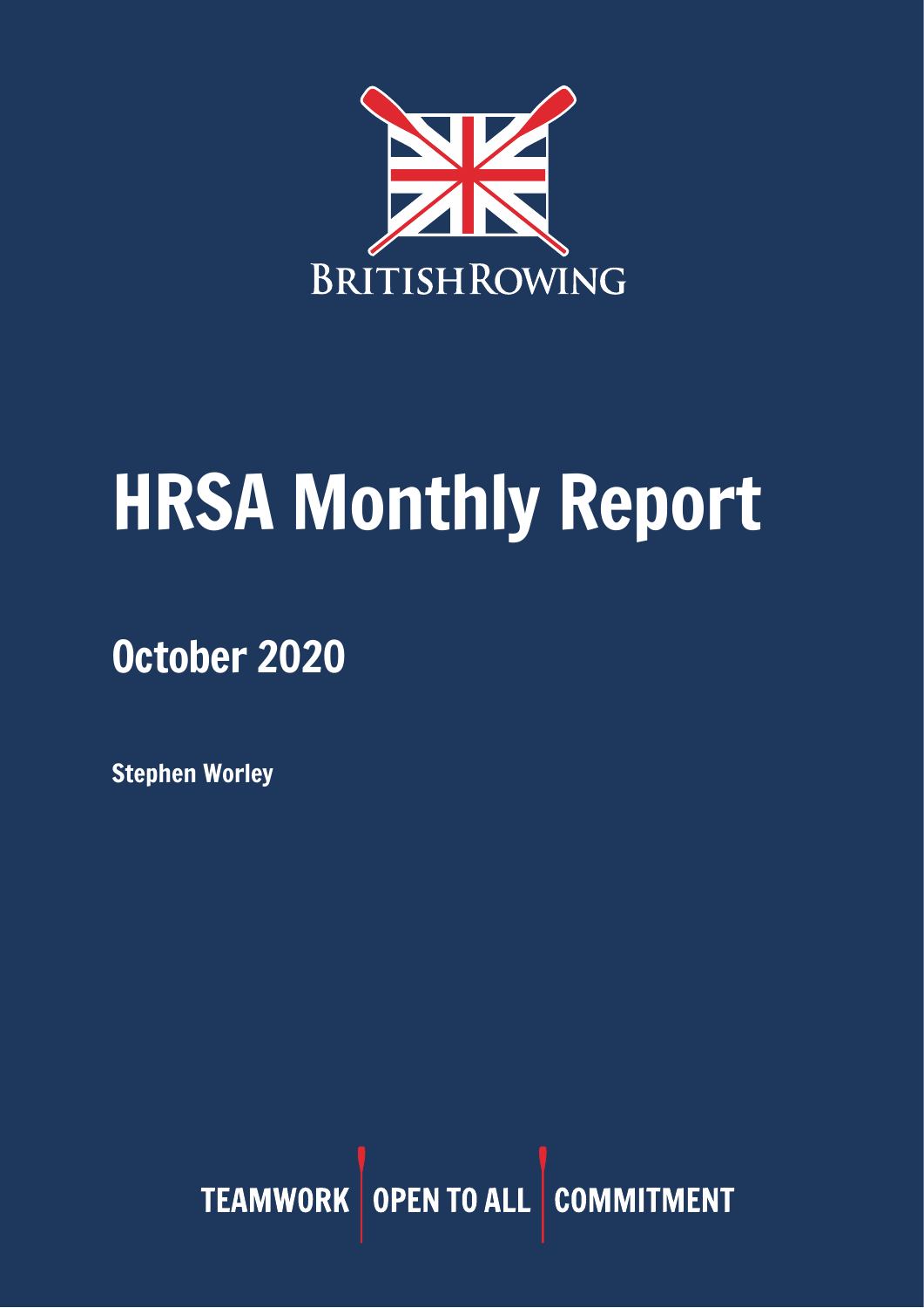BRITISHROWING

# HRSA Monthly Report

## October 2020

**Stephen Worley**

TEAMWORK | OPEN TO ALL | COMMITMENT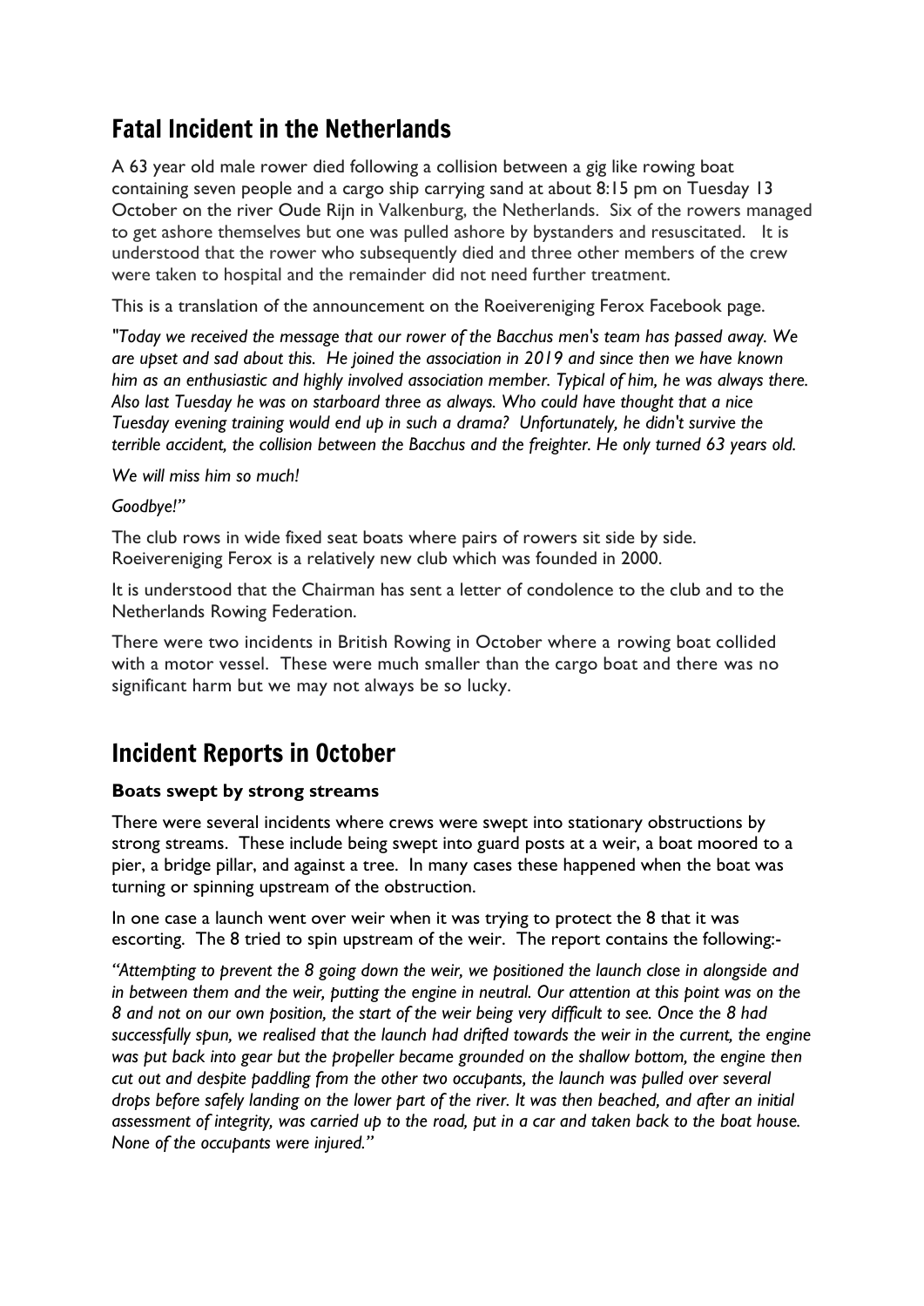## Fatal Incident in the Netherlands

A 63 year old male rower died following a collision between a gig like rowing boat containing seven people and a cargo ship carrying sand at about 8:15 pm on Tuesday 13 October on the river Oude Rijn in Valkenburg, the Netherlands. Six of the rowers managed to get ashore themselves but one was pulled ashore by bystanders and resuscitated. It is understood that the rower who subsequently died and three other members of the crew were taken to hospital and the remainder did not need further treatment.

This is a translation of the announcement on the Roeivereniging Ferox Facebook page.

*"Today we received the message that our rower of the Bacchus men's team has passed away. We are upset and sad about this. He joined the association in 2019 and since then we have known him as an enthusiastic and highly involved association member. Typical of him, he was always there. Also last Tuesday he was on starboard three as always. Who could have thought that a nice Tuesday evening training would end up in such a drama? Unfortunately, he didn't survive the terrible accident, the collision between the Bacchus and the freighter. He only turned 63 years old.*

*We will miss him so much!*

*Goodbye!"*

The club rows in wide fixed seat boats where pairs of rowers sit side by side. Roeivereniging Ferox is a relatively new club which was founded in 2000.

It is understood that the Chairman has sent a letter of condolence to the club and to the Netherlands Rowing Federation.

There were two incidents in British Rowing in October where a rowing boat collided with a motor vessel. These were much smaller than the cargo boat and there was no significant harm but we may not always be so lucky.

## Incident Reports in October

**Boats swept by strong streams**

There were several incidents where crews were swept into stationary obstructions by strong streams. These include being swept into guard posts at a weir, a boat moored to a pier, a bridge pillar, and against a tree. In many cases these happened when the boat was turning or spinning upstream of the obstruction.

In one case a launch went over weir when it was trying to protect the 8 that it was escorting. The 8 tried to spin upstream of the weir. The report contains the following:-

*"Attempting to prevent the 8 going down the weir, we positioned the launch close in alongside and in between them and the weir, putting the engine in neutral. Our attention at this point was on the 8 and not on our own position, the start of the weir being very difficult to see. Once the 8 had successfully spun, we realised that the launch had drifted towards the weir in the current, the engine was put back into gear but the propeller became grounded on the shallow bottom, the engine then cut out and despite paddling from the other two occupants, the launch was pulled over several drops before safely landing on the lower part of the river. It was then beached, and after an initial assessment of integrity, was carried up to the road, put in a car and taken back to the boat house. None of the occupants were injured."*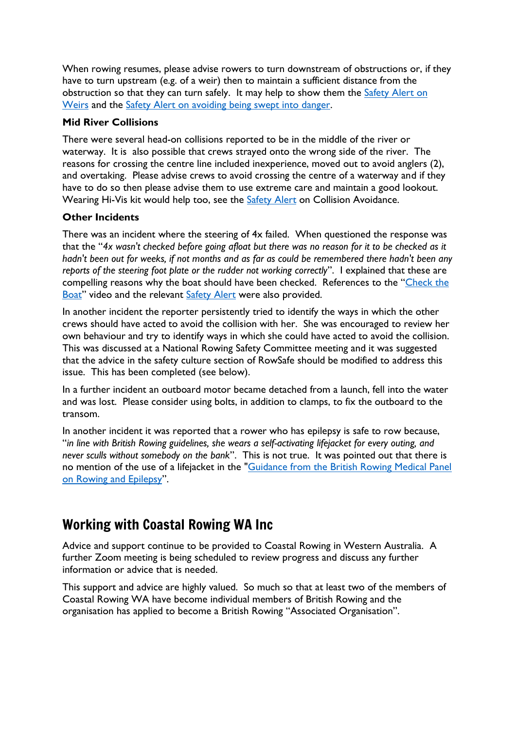When rowing resumes, please advise rowers to turn downstream of obstructions or, if they have to turn upstream (e.g. of a weir) then to maintain a sufficient distance from the obstruction so that they can turn safely. It may help to show them the Safety Alert on Weirs and the Safety Alert on avoiding being swept into danger.

**Mid River Collisions**

There were several head-on collisions reported to be in the middle of the river or waterway. It is also possible that crews strayed onto the wrong side of the river. The reasons for crossing the centre line included inexperience, moved out to avoid anglers (2), and overtaking. Please advise crews to avoid crossing the centre of a waterway and if they have to do so then please advise them to use extreme care and maintain a good lookout. Wearing Hi-Vis kit would help too, see the Safety Alert on Collision Avoidance.

**Other Incidents**

There was an incident where the steering of 4x failed. When questioned the response was that the "*4x wasn't checked before going afloat but there was no reason for it to be checked as it hadn't been out for weeks, if not months and as far as could be remembered there hadn't been any reports of the steering foot plate or the rudder not working correctly*". I explained that these are compelling reasons why the boat should have been checked. References to the "Check the Boat" video and the relevant Safety Alert were also provided.

In another incident the reporter persistently tried to identify the ways in which the other crews should have acted to avoid the collision with her. She was encouraged to review her own behaviour and try to identify ways in which she could have acted to avoid the collision. This was discussed at a National Rowing Safety Committee meeting and it was suggested that the advice in the safety culture section of RowSafe should be modified to address this issue. This has been completed (see below).

In a further incident an outboard motor became detached from a launch, fell into the water and was lost. Please consider using bolts, in addition to clamps, to fix the outboard to the transom.

In another incident it was reported that a rower who has epilepsy is safe to row because, "*in line with British Rowing guidelines, she wears a self-activating lifejacket for every outing, and never sculls without somebody on the bank*". This is not true. It was pointed out that there is no mention of the use of a lifejacket in the "Guidance from the British Rowing Medical Panel on Rowing and Epilepsy".

## Working with Coastal Rowing WA Inc

Advice and support continue to be provided to Coastal Rowing in Western Australia. A further Zoom meeting is being scheduled to review progress and discuss any further information or advice that is needed.

This support and advice are highly valued. So much so that at least two of the members of Coastal Rowing WA have become individual members of British Rowing and the organisation has applied to become a British Rowing "Associated Organisation".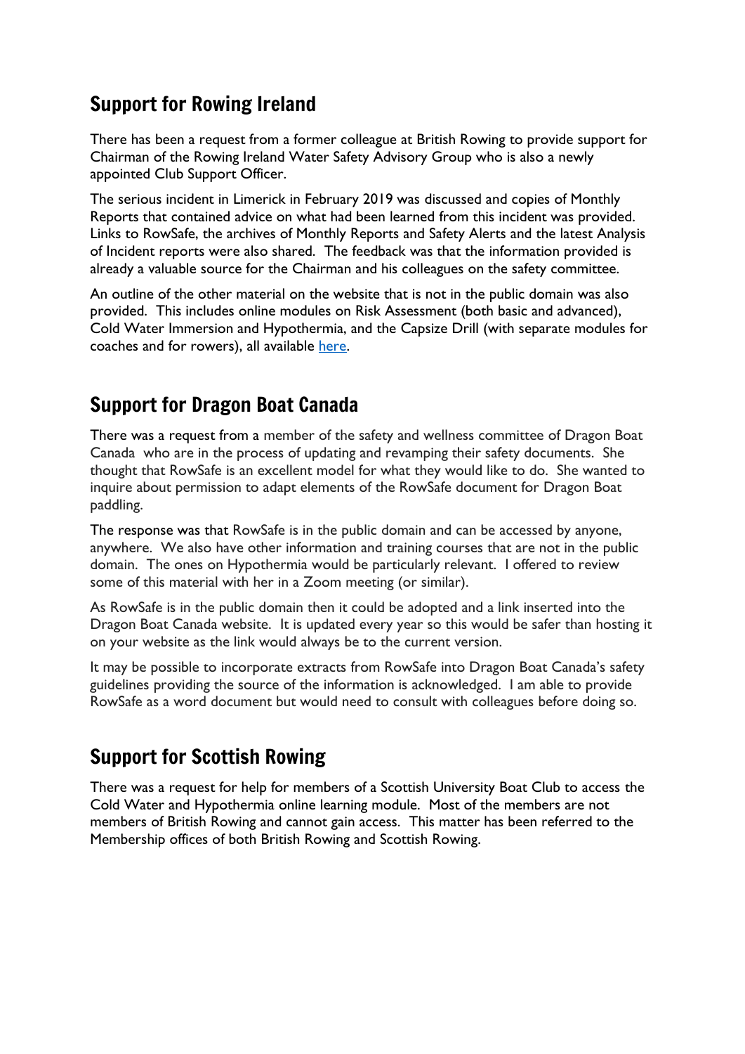## Support for Rowing Ireland

There has been a request from a former colleague at British Rowing to provide support for Chairman of the Rowing Ireland Water Safety Advisory Group who is also a newly appointed Club Support Officer.

The serious incident in Limerick in February 2019 was discussed and copies of Monthly Reports that contained advice on what had been learned from this incident was provided. Links to RowSafe, the archives of Monthly Reports and Safety Alerts and the latest Analysis of Incident reports were also shared. The feedback was that the information provided is already a valuable source for the Chairman and his colleagues on the safety committee.

An outline of the other material on the website that is not in the public domain was also provided. This includes online modules on Risk Assessment (both basic and advanced), Cold Water Immersion and Hypothermia, and the Capsize Drill (with separate modules for coaches and for rowers), all available here.

## Support for Dragon Boat Canada

There was a request from a member of the safety and wellness committee of Dragon Boat Canada who are in the process of updating and revamping their safety documents. She thought that RowSafe is an excellent model for what they would like to do. She wanted to inquire about permission to adapt elements of the RowSafe document for Dragon Boat paddling.

The response was that RowSafe is in the public domain and can be accessed by anyone, anywhere. We also have other information and training courses that are not in the public domain. The ones on Hypothermia would be particularly relevant. I offered to review some of this material with her in a Zoom meeting (or similar).

As RowSafe is in the public domain then it could be adopted and a link inserted into the Dragon Boat Canada website. It is updated every year so this would be safer than hosting it on your website as the link would always be to the current version.

It may be possible to incorporate extracts from RowSafe into Dragon Boat Canada's safety guidelines providing the source of the information is acknowledged. I am able to provide RowSafe as a word document but would need to consult with colleagues before doing so.

## Support for Scottish Rowing

There was a request for help for members of a Scottish University Boat Club to access the Cold Water and Hypothermia online learning module. Most of the members are not members of British Rowing and cannot gain access. This matter has been referred to the Membership offices of both British Rowing and Scottish Rowing.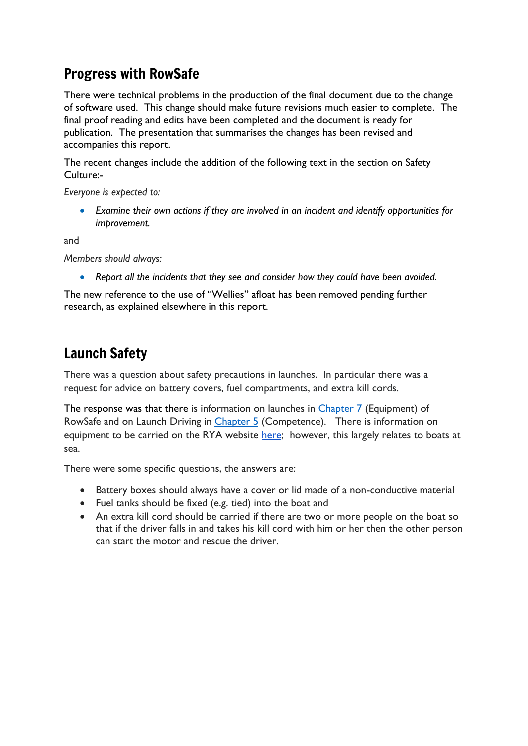## Progress with RowSafe

There were technical problems in the production of the final document due to the change of software used. This change should make future revisions much easier to complete. The final proof reading and edits have been completed and the document is ready for publication. The presentation that summarises the changes has been revised and accompanies this report.

The recent changes include the addition of the following text in the section on Safety Culture:-

*Everyone is expected to:*

- *Examine their own actions if they are involved in an incident and identify opportunities for improvement.*

and

*Members should always:*

- *Report all the incidents that they see and consider how they could have been avoided.*

The new reference to the use of "Wellies" afloat has been removed pending further research, as explained elsewhere in this report.

## Launch Safety

There was a question about safety precautions in launches. In particular there was a request for advice on battery covers, fuel compartments, and extra kill cords.

The response was that there is information on launches in Chapter 7 (Equipment) of RowSafe and on Launch Driving in Chapter 5 (Competence). There is information on equipment to be carried on the RYA website here; however, this largely relates to boats at sea.

There were some specific questions, the answers are:

- Battery boxes should always have a cover or lid made of a non-conductive material
- Fuel tanks should be fixed (e.g. tied) into the boat and
- An extra kill cord should be carried if there are two or more people on the boat so that if the driver falls in and takes his kill cord with him or her then the other person can start the motor and rescue the driver.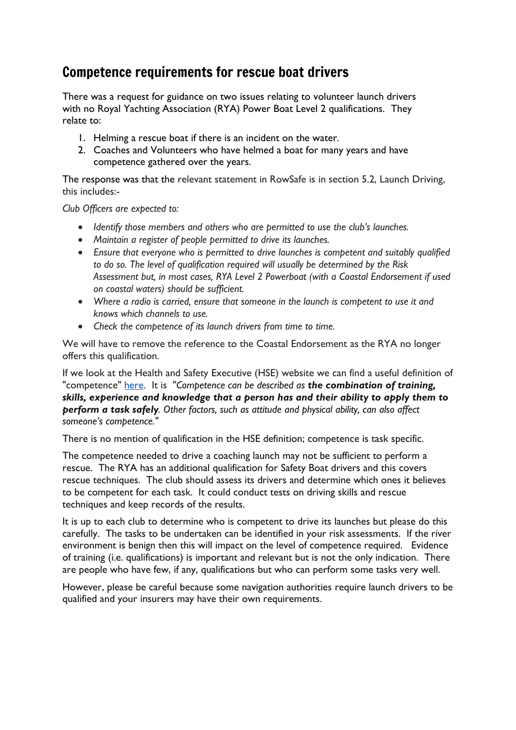## Competence requirements for rescue boat drivers

There was a request for guidance on two issues relating to volunteer launch drivers with no Royal Yachting Association (RYA) Power Boat Level 2 qualifications. They relate to:

1. Helming a rescue boat if there is an incident on the water.
2. Coaches and Volunteers who have helmed a boat for many years and have competence gathered over the years.

The response was that the relevant statement in RowSafe is in section 5.2, Launch Driving, this includes:-

*Club Officers are expected to:*

- *Identify those members and others who are permitted to use the club's launches.*
- *Maintain a register of people permitted to drive its launches.*
- *Ensure that everyone who is permitted to drive launches is competent and suitably qualified to do so. The level of qualification required will usually be determined by the Risk Assessment but, in most cases, RYA Level 2 Powerboat (with a Coastal Endorsement if used on coastal waters) should be sufficient.*
- *Where a radio is carried, ensure that someone in the launch is competent to use it and knows which channels to use.*
- *Check the competence of its launch drivers from time to time.*

We will have to remove the reference to the Coastal Endorsement as the RYA no longer offers this qualification.

If we look at the Health and Safety Executive (HSE) website we can find a useful definition of "competence" [here](). It is "*Competence can be described as* ***the combination of training, skills, experience and knowledge that a person has and their ability to apply them to perform a task safely****. Other factors, such as attitude and physical ability, can also affect someone's competence.*"

There is no mention of qualification in the HSE definition; competence is task specific.

The competence needed to drive a coaching launch may not be sufficient to perform a rescue. The RYA has an additional qualification for Safety Boat drivers and this covers rescue techniques. The club should assess its drivers and determine which ones it believes to be competent for each task. It could conduct tests on driving skills and rescue techniques and keep records of the results.

It is up to each club to determine who is competent to drive its launches but please do this carefully. The tasks to be undertaken can be identified in your risk assessments. If the river environment is benign then this will impact on the level of competence required. Evidence of training (i.e. qualifications) is important and relevant but is not the only indication. There are people who have few, if any, qualifications but who can perform some tasks very well.

However, please be careful because some navigation authorities require launch drivers to be qualified and your insurers may have their own requirements.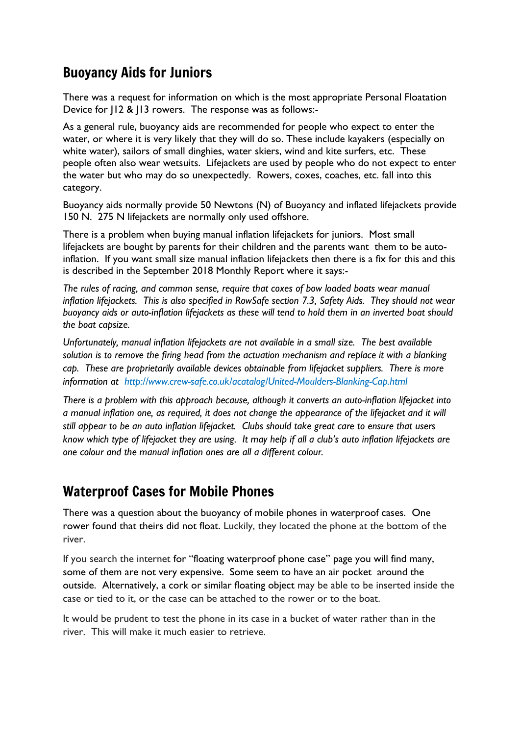## Buoyancy Aids for Juniors

There was a request for information on which is the most appropriate Personal Floatation Device for J12 & J13 rowers. The response was as follows:-

As a general rule, buoyancy aids are recommended for people who expect to enter the water, or where it is very likely that they will do so. These include kayakers (especially on white water), sailors of small dinghies, water skiers, wind and kite surfers, etc. These people often also wear wetsuits. Lifejackets are used by people who do not expect to enter the water but who may do so unexpectedly. Rowers, coxes, coaches, etc. fall into this category.

Buoyancy aids normally provide 50 Newtons (N) of Buoyancy and inflated lifejackets provide 150 N. 275 N lifejackets are normally only used offshore.

There is a problem when buying manual inflation lifejackets for juniors. Most small lifejackets are bought by parents for their children and the parents want them to be auto-inflation. If you want small size manual inflation lifejackets then there is a fix for this and this is described in the September 2018 Monthly Report where it says:-

*The rules of racing, and common sense, require that coxes of bow loaded boats wear manual inflation lifejackets. This is also specified in RowSafe section 7.3, Safety Aids. They should not wear buoyancy aids or auto-inflation lifejackets as these will tend to hold them in an inverted boat should the boat capsize.*

*Unfortunately, manual inflation lifejackets are not available in a small size. The best available solution is to remove the firing head from the actuation mechanism and replace it with a blanking cap. These are proprietarily available devices obtainable from lifejacket suppliers. There is more information at [http://www.crew-safe.co.uk/acatalog/United-Moulders-Blanking-Cap.html](http://www.crew-safe.co.uk/acatalog/United-Moulders-Blanking-Cap.html)*

*There is a problem with this approach because, although it converts an auto-inflation lifejacket into a manual inflation one, as required, it does not change the appearance of the lifejacket and it will still appear to be an auto inflation lifejacket. Clubs should take great care to ensure that users know which type of lifejacket they are using. It may help if all a club's auto inflation lifejackets are one colour and the manual inflation ones are all a different colour.*

## Waterproof Cases for Mobile Phones

There was a question about the buoyancy of mobile phones in waterproof cases. One rower found that theirs did not float. Luckily, they located the phone at the bottom of the river.

If you search the internet for "floating waterproof phone case" page you will find many, some of them are not very expensive. Some seem to have an air pocket around the outside. Alternatively, a cork or similar floating object may be able to be inserted inside the case or tied to it, or the case can be attached to the rower or to the boat.

It would be prudent to test the phone in its case in a bucket of water rather than in the river. This will make it much easier to retrieve.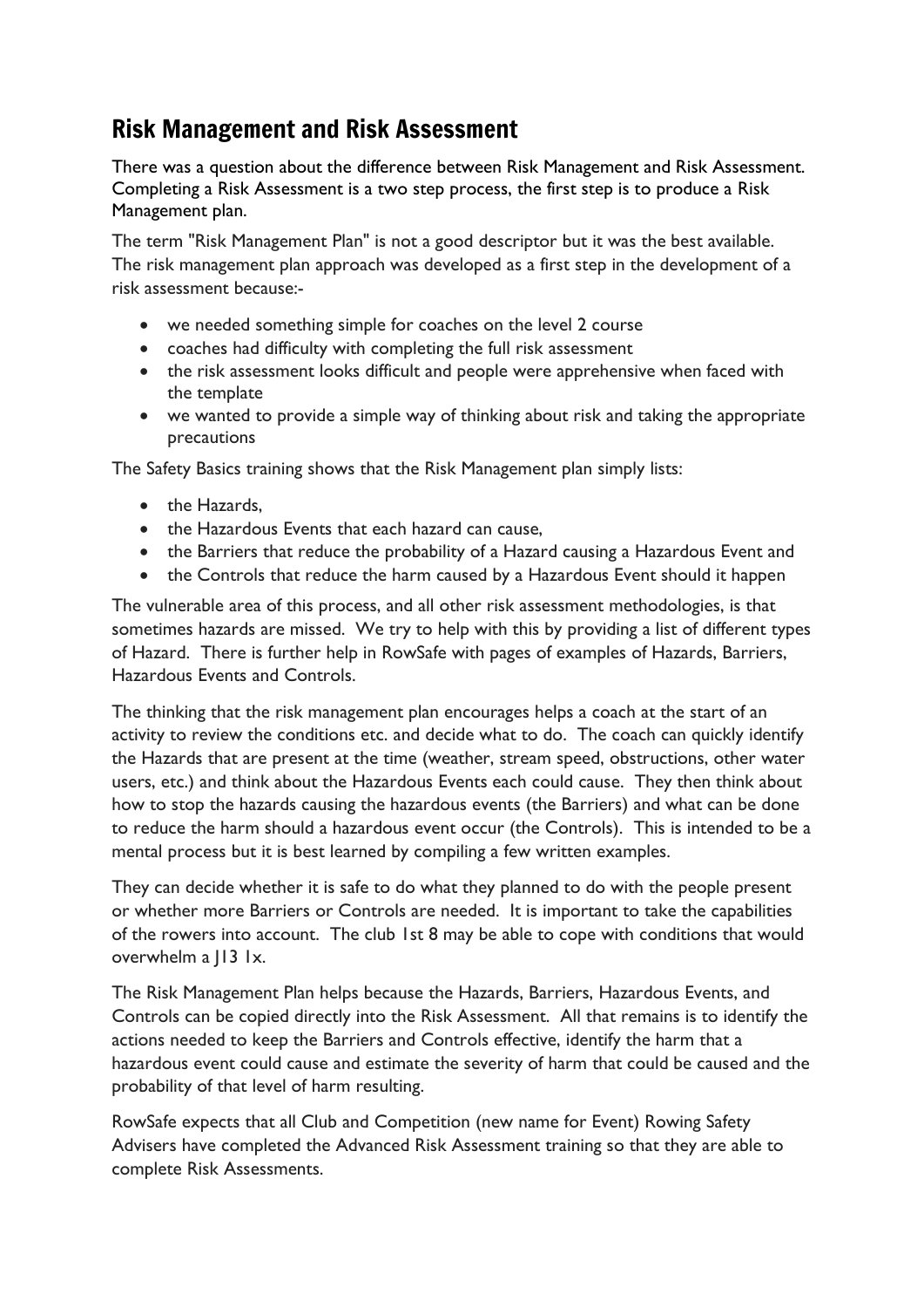## Risk Management and Risk Assessment

There was a question about the difference between Risk Management and Risk Assessment. Completing a Risk Assessment is a two step process, the first step is to produce a Risk Management plan.

The term "Risk Management Plan" is not a good descriptor but it was the best available. The risk management plan approach was developed as a first step in the development of a risk assessment because:-

- we needed something simple for coaches on the level 2 course
- coaches had difficulty with completing the full risk assessment
- the risk assessment looks difficult and people were apprehensive when faced with the template
- we wanted to provide a simple way of thinking about risk and taking the appropriate precautions

The Safety Basics training shows that the Risk Management plan simply lists:

- the Hazards,
- the Hazardous Events that each hazard can cause,
- the Barriers that reduce the probability of a Hazard causing a Hazardous Event and
- the Controls that reduce the harm caused by a Hazardous Event should it happen

The vulnerable area of this process, and all other risk assessment methodologies, is that sometimes hazards are missed. We try to help with this by providing a list of different types of Hazard. There is further help in RowSafe with pages of examples of Hazards, Barriers, Hazardous Events and Controls.

The thinking that the risk management plan encourages helps a coach at the start of an activity to review the conditions etc. and decide what to do. The coach can quickly identify the Hazards that are present at the time (weather, stream speed, obstructions, other water users, etc.) and think about the Hazardous Events each could cause. They then think about how to stop the hazards causing the hazardous events (the Barriers) and what can be done to reduce the harm should a hazardous event occur (the Controls). This is intended to be a mental process but it is best learned by compiling a few written examples.

They can decide whether it is safe to do what they planned to do with the people present or whether more Barriers or Controls are needed. It is important to take the capabilities of the rowers into account. The club 1st 8 may be able to cope with conditions that would overwhelm a J13 1x.

The Risk Management Plan helps because the Hazards, Barriers, Hazardous Events, and Controls can be copied directly into the Risk Assessment. All that remains is to identify the actions needed to keep the Barriers and Controls effective, identify the harm that a hazardous event could cause and estimate the severity of harm that could be caused and the probability of that level of harm resulting.

RowSafe expects that all Club and Competition (new name for Event) Rowing Safety Advisers have completed the Advanced Risk Assessment training so that they are able to complete Risk Assessments.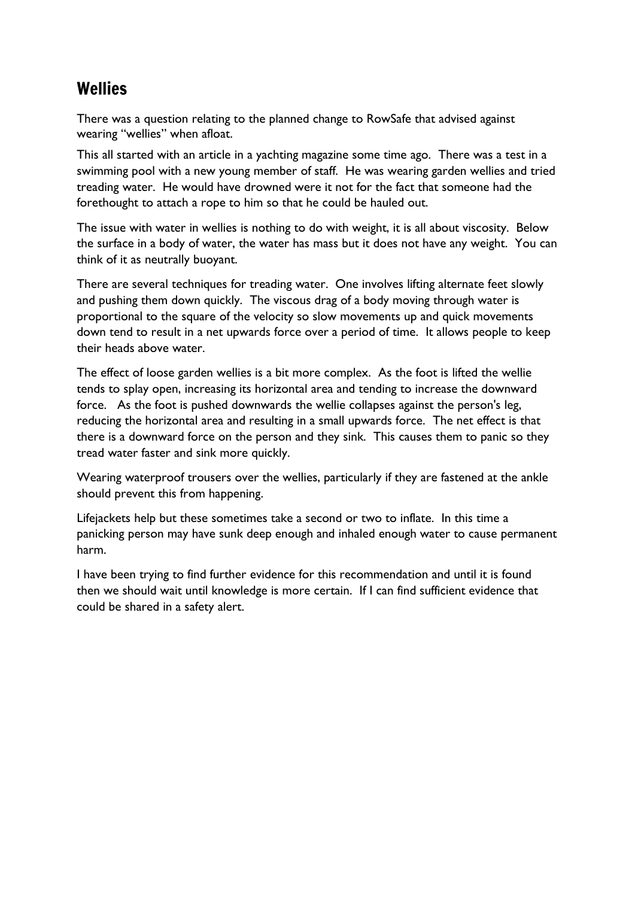## Wellies

There was a question relating to the planned change to RowSafe that advised against wearing "wellies" when afloat.

This all started with an article in a yachting magazine some time ago. There was a test in a swimming pool with a new young member of staff. He was wearing garden wellies and tried treading water. He would have drowned were it not for the fact that someone had the forethought to attach a rope to him so that he could be hauled out.

The issue with water in wellies is nothing to do with weight, it is all about viscosity. Below the surface in a body of water, the water has mass but it does not have any weight. You can think of it as neutrally buoyant.

There are several techniques for treading water. One involves lifting alternate feet slowly and pushing them down quickly. The viscous drag of a body moving through water is proportional to the square of the velocity so slow movements up and quick movements down tend to result in a net upwards force over a period of time. It allows people to keep their heads above water.

The effect of loose garden wellies is a bit more complex. As the foot is lifted the wellie tends to splay open, increasing its horizontal area and tending to increase the downward force. As the foot is pushed downwards the wellie collapses against the person's leg, reducing the horizontal area and resulting in a small upwards force. The net effect is that there is a downward force on the person and they sink. This causes them to panic so they tread water faster and sink more quickly.

Wearing waterproof trousers over the wellies, particularly if they are fastened at the ankle should prevent this from happening.

Lifejackets help but these sometimes take a second or two to inflate. In this time a panicking person may have sunk deep enough and inhaled enough water to cause permanent harm.

I have been trying to find further evidence for this recommendation and until it is found then we should wait until knowledge is more certain. If I can find sufficient evidence that could be shared in a safety alert.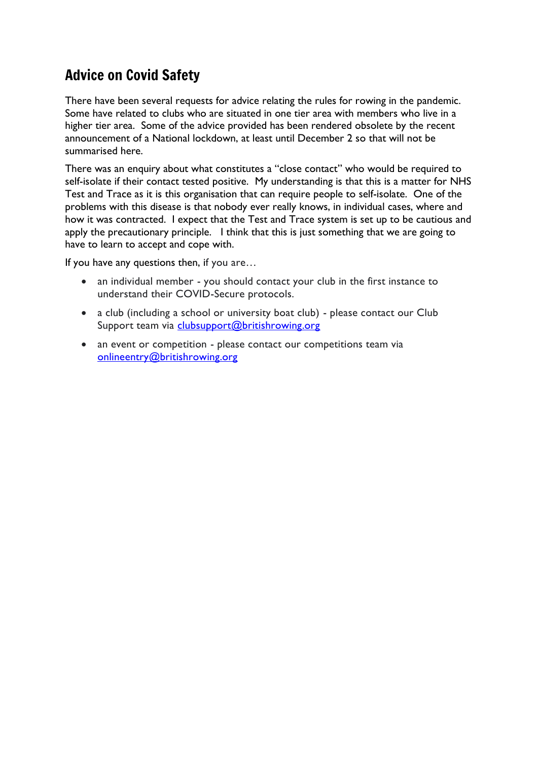## Advice on Covid Safety

There have been several requests for advice relating the rules for rowing in the pandemic. Some have related to clubs who are situated in one tier area with members who live in a higher tier area. Some of the advice provided has been rendered obsolete by the recent announcement of a National lockdown, at least until December 2 so that will not be summarised here.

There was an enquiry about what constitutes a "close contact" who would be required to self-isolate if their contact tested positive. My understanding is that this is a matter for NHS Test and Trace as it is this organisation that can require people to self-isolate. One of the problems with this disease is that nobody ever really knows, in individual cases, where and how it was contracted. I expect that the Test and Trace system is set up to be cautious and apply the precautionary principle. I think that this is just something that we are going to have to learn to accept and cope with.

If you have any questions then, if you are…

- an individual member - you should contact your club in the first instance to understand their COVID-Secure protocols.
- a club (including a school or university boat club) - please contact our Club Support team via [clubsupport@britishrowing.org](mailto:clubsupport@britishrowing.org)
- an event or competition - please contact our competitions team via [onlineentry@britishrowing.org](mailto:onlineentry@britishrowing.org)